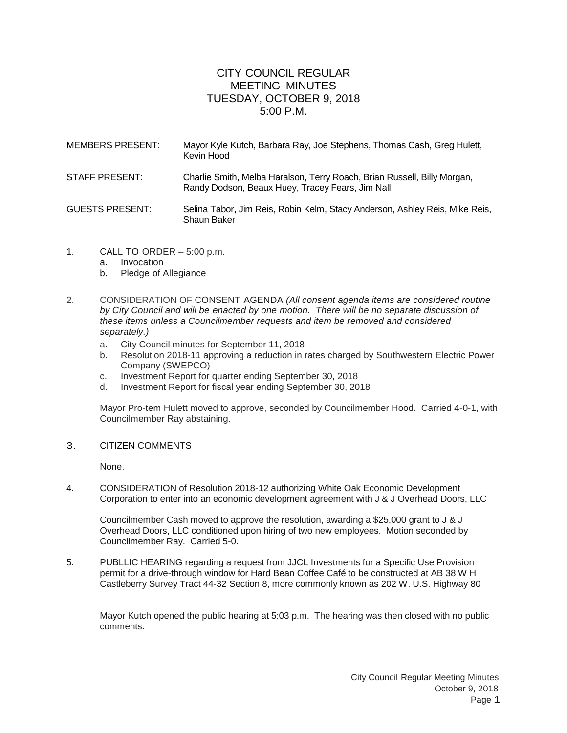# CITY COUNCIL REGULAR MEETING MINUTES
## TUESDAY, OCTOBER 9, 2018
## 5:00 P.M.

MEMBERS PRESENT: Mayor Kyle Kutch, Barbara Ray, Joe Stephens, Thomas Cash, Greg Hulett, Kevin Hood

STAFF PRESENT: Charlie Smith, Melba Haralson, Terry Roach, Brian Russell, Billy Morgan, Randy Dodson, Beaux Huey, Tracey Fears, Jim Nall

GUESTS PRESENT: Selina Tabor, Jim Reis, Robin Kelm, Stacy Anderson, Ashley Reis, Mike Reis, Shaun Baker

1. CALL TO ORDER – 5:00 p.m.
   a. Invocation
   b. Pledge of Allegiance

2. CONSIDERATION OF CONSENT AGENDA *(All consent agenda items are considered routine by City Council and will be enacted by one motion. There will be no separate discussion of these items unless a Councilmember requests and item be removed and considered separately.)*
   a. City Council minutes for September 11, 2018
   b. Resolution 2018-11 approving a reduction in rates charged by Southwestern Electric Power Company (SWEPCO)
   c. Investment Report for quarter ending September 30, 2018
   d. Investment Report for fiscal year ending September 30, 2018

   Mayor Pro-tem Hulett moved to approve, seconded by Councilmember Hood. Carried 4-0-1, with Councilmember Ray abstaining.

3. CITIZEN COMMENTS

   None.

4. CONSIDERATION of Resolution 2018-12 authorizing White Oak Economic Development Corporation to enter into an economic development agreement with J & J Overhead Doors, LLC

   Councilmember Cash moved to approve the resolution, awarding a $25,000 grant to J & J Overhead Doors, LLC conditioned upon hiring of two new employees. Motion seconded by Councilmember Ray. Carried 5-0.

5. PUBLLIC HEARING regarding a request from JJCL Investments for a Specific Use Provision permit for a drive-through window for Hard Bean Coffee Café to be constructed at AB 38 W H Castleberry Survey Tract 44-32 Section 8, more commonly known as 202 W. U.S. Highway 80

   Mayor Kutch opened the public hearing at 5:03 p.m. The hearing was then closed with no public comments.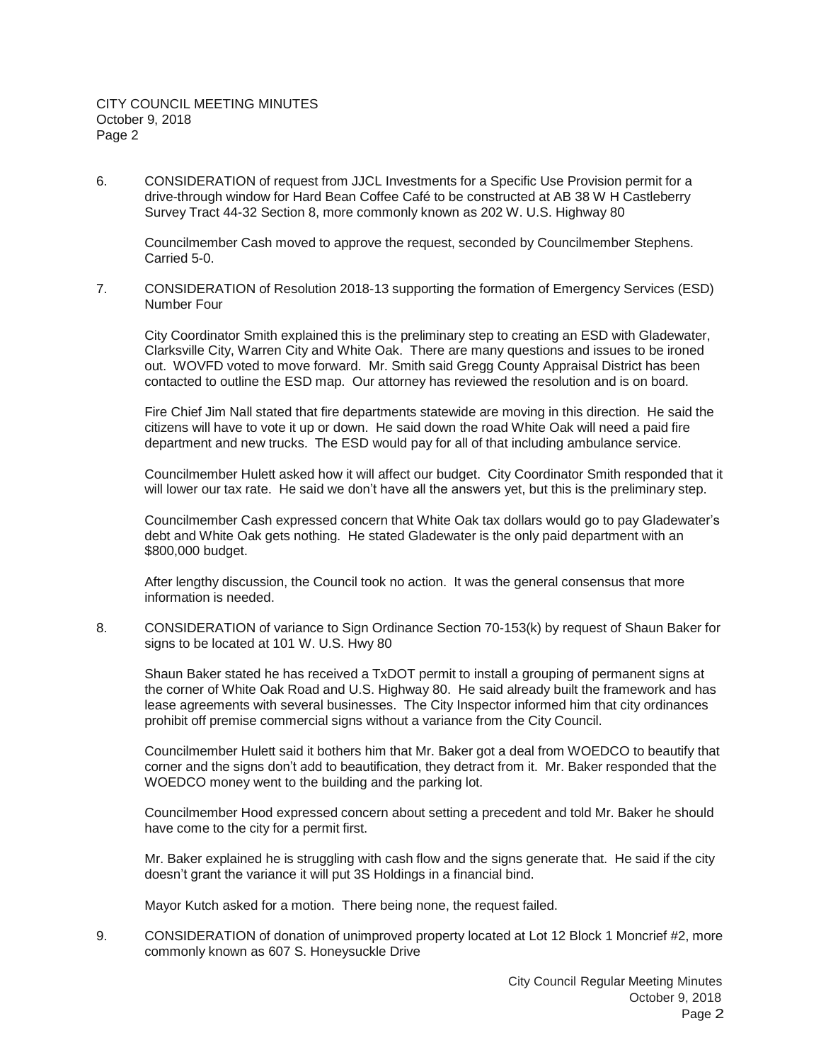6. CONSIDERATION of request from JJCL Investments for a Specific Use Provision permit for a drive-through window for Hard Bean Coffee Café to be constructed at AB 38 W H Castleberry Survey Tract 44-32 Section 8, more commonly known as 202 W. U.S. Highway 80

   Councilmember Cash moved to approve the request, seconded by Councilmember Stephens. Carried 5-0.

7. CONSIDERATION of Resolution 2018-13 supporting the formation of Emergency Services (ESD) Number Four

   City Coordinator Smith explained this is the preliminary step to creating an ESD with Gladewater, Clarksville City, Warren City and White Oak. There are many questions and issues to be ironed out. WOVFD voted to move forward. Mr. Smith said Gregg County Appraisal District has been contacted to outline the ESD map. Our attorney has reviewed the resolution and is on board.

   Fire Chief Jim Nall stated that fire departments statewide are moving in this direction. He said the citizens will have to vote it up or down. He said down the road White Oak will need a paid fire department and new trucks. The ESD would pay for all of that including ambulance service.

   Councilmember Hulett asked how it will affect our budget. City Coordinator Smith responded that it will lower our tax rate. He said we don't have all the answers yet, but this is the preliminary step.

   Councilmember Cash expressed concern that White Oak tax dollars would go to pay Gladewater's debt and White Oak gets nothing. He stated Gladewater is the only paid department with an $800,000 budget.

   After lengthy discussion, the Council took no action. It was the general consensus that more information is needed.

8. CONSIDERATION of variance to Sign Ordinance Section 70-153(k) by request of Shaun Baker for signs to be located at 101 W. U.S. Hwy 80

   Shaun Baker stated he has received a TxDOT permit to install a grouping of permanent signs at the corner of White Oak Road and U.S. Highway 80. He said already built the framework and has lease agreements with several businesses. The City Inspector informed him that city ordinances prohibit off premise commercial signs without a variance from the City Council.

   Councilmember Hulett said it bothers him that Mr. Baker got a deal from WOEDCO to beautify that corner and the signs don't add to beautification, they detract from it. Mr. Baker responded that the WOEDCO money went to the building and the parking lot.

   Councilmember Hood expressed concern about setting a precedent and told Mr. Baker he should have come to the city for a permit first.

   Mr. Baker explained he is struggling with cash flow and the signs generate that. He said if the city doesn't grant the variance it will put 3S Holdings in a financial bind.

   Mayor Kutch asked for a motion. There being none, the request failed.

9. CONSIDERATION of donation of unimproved property located at Lot 12 Block 1 Moncrief #2, more commonly known as 607 S. Honeysuckle Drive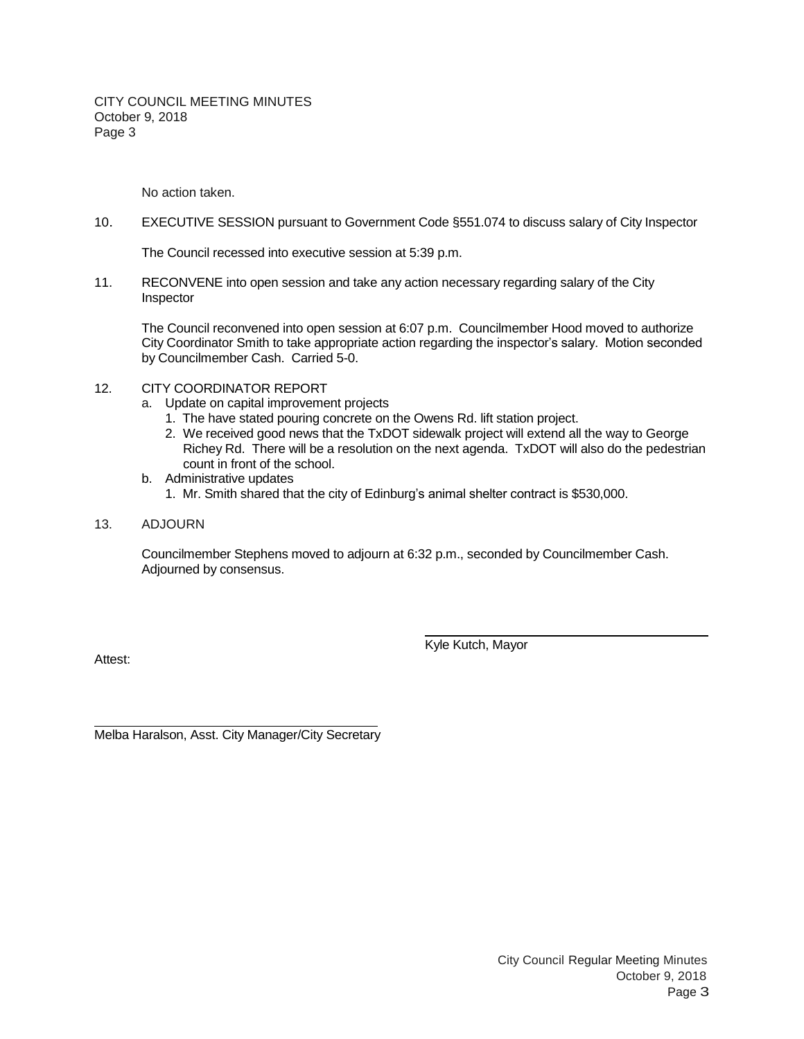No action taken.

10. EXECUTIVE SESSION pursuant to Government Code §551.074 to discuss salary of City Inspector

    The Council recessed into executive session at 5:39 p.m.

11. RECONVENE into open session and take any action necessary regarding salary of the City Inspector

    The Council reconvened into open session at 6:07 p.m. Councilmember Hood moved to authorize City Coordinator Smith to take appropriate action regarding the inspector's salary. Motion seconded by Councilmember Cash. Carried 5-0.

12. CITY COORDINATOR REPORT
    a. Update on capital improvement projects
        1. The have stated pouring concrete on the Owens Rd. lift station project.
        2. We received good news that the TxDOT sidewalk project will extend all the way to George Richey Rd. There will be a resolution on the next agenda. TxDOT will also do the pedestrian count in front of the school.
    b. Administrative updates
        1. Mr. Smith shared that the city of Edinburg's animal shelter contract is $530,000.

13. ADJOURN

    Councilmember Stephens moved to adjourn at 6:32 p.m., seconded by Councilmember Cash. Adjourned by consensus.

\_\_\_\_\_\_\_\_\_\_\_\_\_\_\_\_\_\_\_\_\_\_\_\_\_\_\_\_\_\_\_\_

Kyle Kutch, Mayor

Attest:

\_\_\_\_\_\_\_\_\_\_\_\_\_\_\_\_\_\_\_\_\_\_\_\_\_\_\_\_\_\_\_\_

Melba Haralson, Asst. City Manager/City Secretary